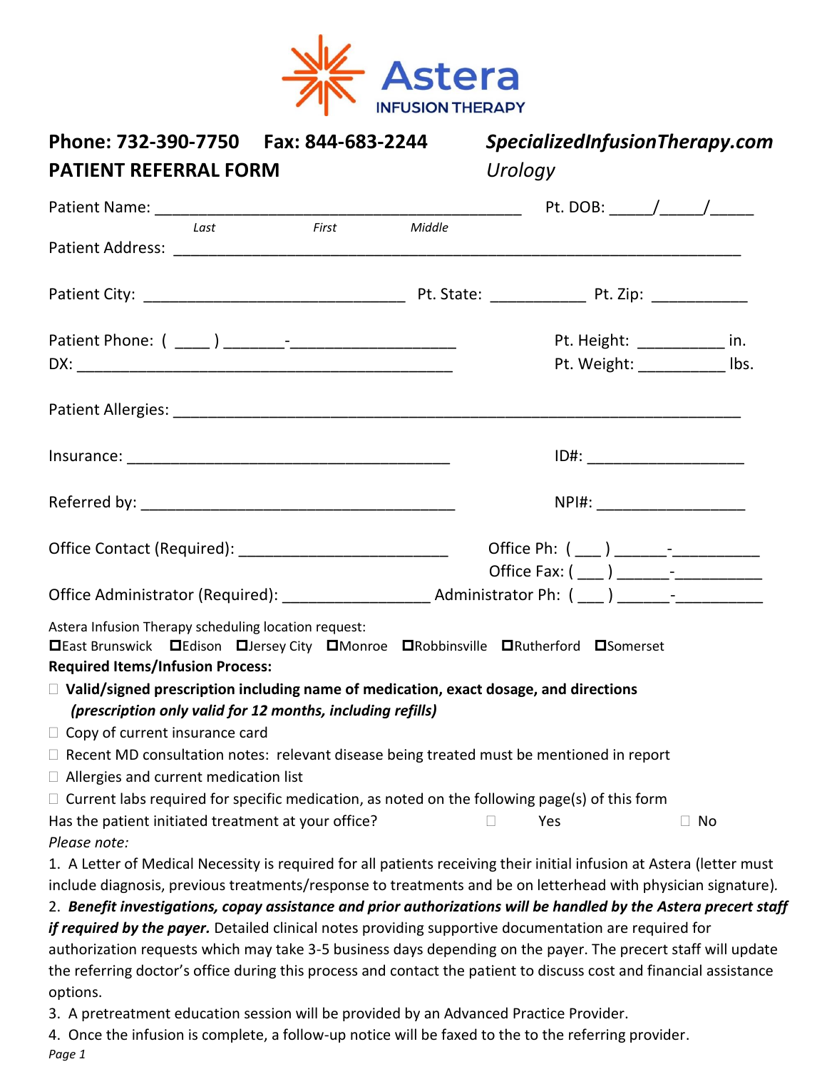# Astera INFUSION THERAPY

**Phone: 732-390-7750 Fax: 844-683-2244** ***SpecializedInfusionTherapy.com***

## PATIENT REFERRAL FORM

*Urology*

Patient Name: __________________________________________ Pt. DOB: _____/_____/_____
Last First Middle

Patient Address: ________________________________________________________________

Patient City: ______________________________ Pt. State: ___________ Pt. Zip: ___________

Patient Phone: ( ____ ) _______-___________________ Pt. Height: __________ in.

DX: ____________________________________________ Pt. Weight: __________ lbs.

Patient Allergies: ________________________________________________________________

Insurance: _____________________________________ ID#: __________________

Referred by: ____________________________________ NPI#: _________________

Office Contact (Required): ________________________ Office Ph: ( ___ ) ______-__________

Office Fax: ( ___ ) ______-__________

Office Administrator (Required): _________________ Administrator Ph: ( ___ ) ______-__________

Astera Infusion Therapy scheduling location request:

☐East Brunswick ☐Edison ☐Jersey City ☐Monroe ☐Robbinsville ☐Rutherford ☐Somerset

**Required Items/Infusion Process:**

- ☐ **Valid/signed prescription including name of medication, exact dosage, and directions** ***(prescription only valid for 12 months, including refills)***
- ☐ Copy of current insurance card
- ☐ Recent MD consultation notes: relevant disease being treated must be mentioned in report
- ☐ Allergies and current medication list
- ☐ Current labs required for specific medication, as noted on the following page(s) of this form

Has the patient initiated treatment at your office? ☐ Yes ☐ No

*Please note:*

1. A Letter of Medical Necessity is required for all patients receiving their initial infusion at Astera (letter must include diagnosis, previous treatments/response to treatments and be on letterhead with physician signature).
2. ***Benefit investigations, copay assistance and prior authorizations will be handled by the Astera precert staff if required by the payer.*** Detailed clinical notes providing supportive documentation are required for authorization requests which may take 3-5 business days depending on the payer. The precert staff will update the referring doctor's office during this process and contact the patient to discuss cost and financial assistance options.
3. A pretreatment education session will be provided by an Advanced Practice Provider.
4. Once the infusion is complete, a follow-up notice will be faxed to the to the referring provider.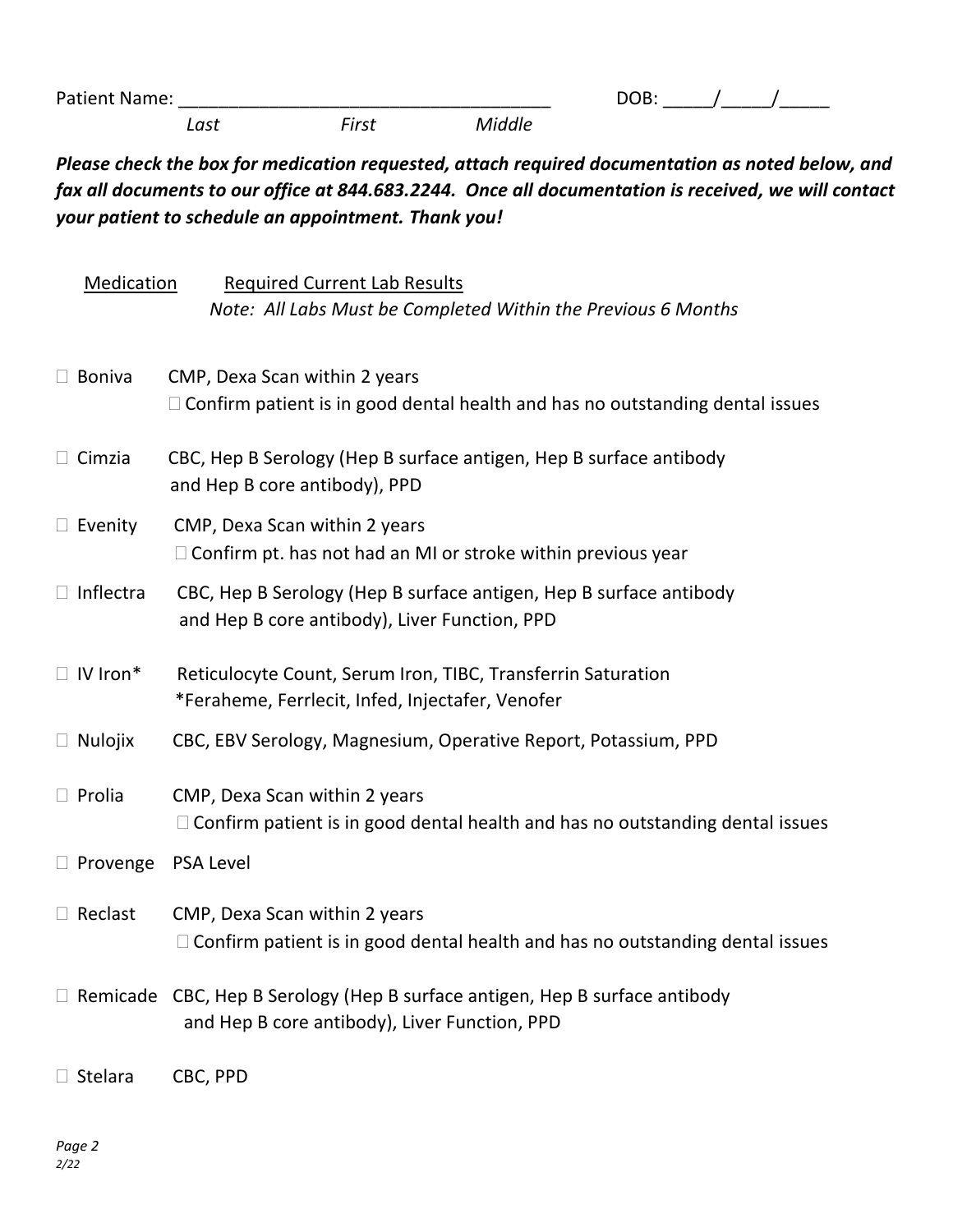Patient Name: ______________________________________ DOB: _____/_____/_____

*Last* *First* *Middle*

***Please check the box for medication requested, attach required documentation as noted below, and fax all documents to our office at 844.683.2244. Once all documentation is received, we will contact your patient to schedule an appointment. Thank you!***

| Medication | Required Current Lab Results<br>*Note: All Labs Must be Completed Within the Previous 6 Months* |
|---|---|
| ☐ Boniva | CMP, Dexa Scan within 2 years<br>☐ Confirm patient is in good dental health and has no outstanding dental issues |
| ☐ Cimzia | CBC, Hep B Serology (Hep B surface antigen, Hep B surface antibody and Hep B core antibody), PPD |
| ☐ Evenity | CMP, Dexa Scan within 2 years<br>☐ Confirm pt. has not had an MI or stroke within previous year |
| ☐ Inflectra | CBC, Hep B Serology (Hep B surface antigen, Hep B surface antibody and Hep B core antibody), Liver Function, PPD |
| ☐ IV Iron* | Reticulocyte Count, Serum Iron, TIBC, Transferrin Saturation<br>*Feraheme, Ferrlecit, Infed, Injectafer, Venofer |
| ☐ Nulojix | CBC, EBV Serology, Magnesium, Operative Report, Potassium, PPD |
| ☐ Prolia | CMP, Dexa Scan within 2 years<br>☐ Confirm patient is in good dental health and has no outstanding dental issues |
| ☐ Provenge | PSA Level |
| ☐ Reclast | CMP, Dexa Scan within 2 years<br>☐ Confirm patient is in good dental health and has no outstanding dental issues |
| ☐ Remicade | CBC, Hep B Serology (Hep B surface antigen, Hep B surface antibody and Hep B core antibody), Liver Function, PPD |
| ☐ Stelara | CBC, PPD |

*2/22*